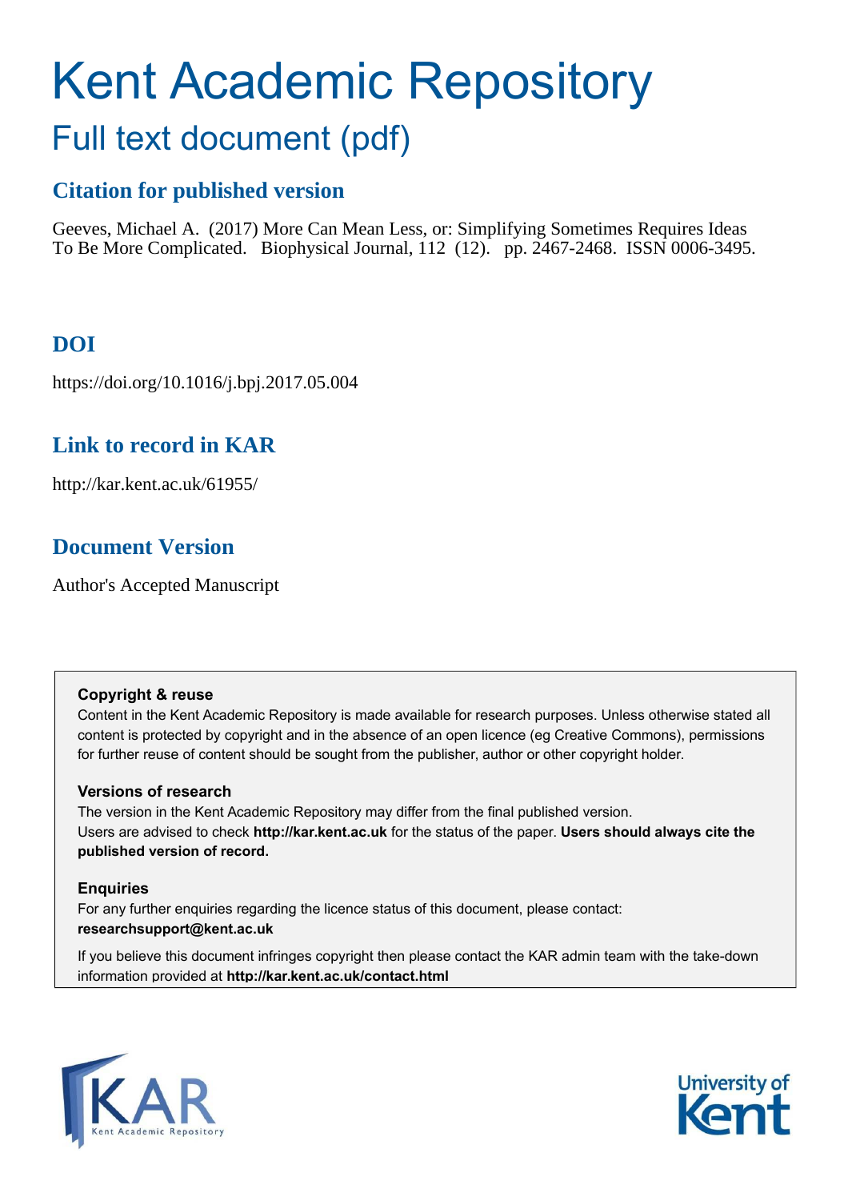# Kent Academic Repository

## Full text document (pdf)

### Citation for published version

Geeves, Michael A. (2017) More Can Mean Less, or: Simplifying Sometimes Requires Ideas To Be More Complicated. Biophysical Journal, 112 (12). pp. 2467-2468. ISSN 0006-3495.

### DOI

https://doi.org/10.1016/j.bpj.2017.05.004

### Link to record in KAR

http://kar.kent.ac.uk/61955/

### Document Version

Author's Accepted Manuscript

**Copyright & reuse**

Content in the Kent Academic Repository is made available for research purposes. Unless otherwise stated all content is protected by copyright and in the absence of an open licence (eg Creative Commons), permissions for further reuse of content should be sought from the publisher, author or other copyright holder.

**Versions of research**

The version in the Kent Academic Repository may differ from the final published version. Users are advised to check **http://kar.kent.ac.uk** for the status of the paper. **Users should always cite the published version of record.**

**Enquiries**

For any further enquiries regarding the licence status of this document, please contact: **researchsupport@kent.ac.uk**

If you believe this document infringes copyright then please contact the KAR admin team with the take-down information provided at **http://kar.kent.ac.uk/contact.html**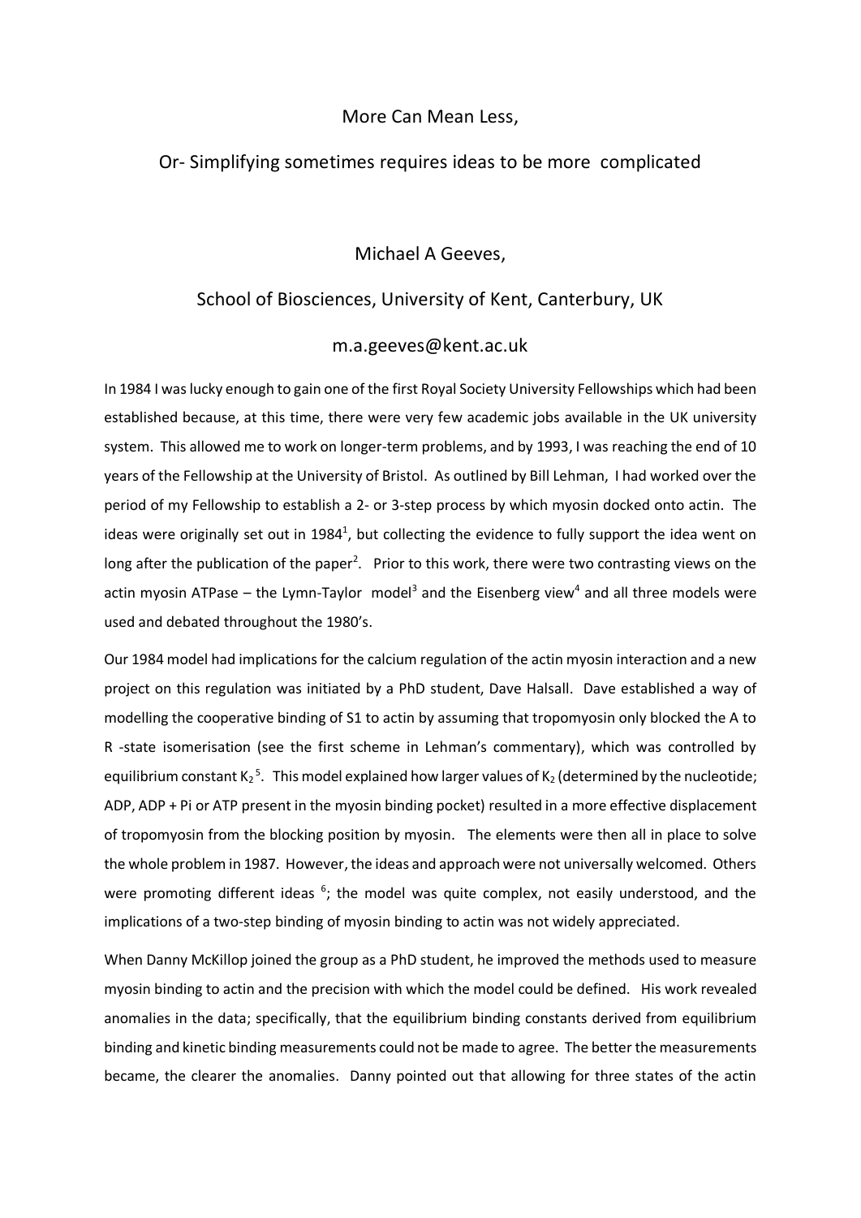More Can Mean Less,

Or- Simplifying sometimes requires ideas to be more complicated

Michael A Geeves,

School of Biosciences, University of Kent, Canterbury, UK

m.a.geeves@kent.ac.uk

In 1984 I was lucky enough to gain one of the first Royal Society University Fellowships which had been established because, at this time, there were very few academic jobs available in the UK university system. This allowed me to work on longer-term problems, and by 1993, I was reaching the end of 10 years of the Fellowship at the University of Bristol. As outlined by Bill Lehman, I had worked over the period of my Fellowship to establish a 2- or 3-step process by which myosin docked onto actin. The ideas were originally set out in 1984[1], but collecting the evidence to fully support the idea went on long after the publication of the paper[2]. Prior to this work, there were two contrasting views on the actin myosin ATPase – the Lymn-Taylor model[3] and the Eisenberg view[4] and all three models were used and debated throughout the 1980's.

Our 1984 model had implications for the calcium regulation of the actin myosin interaction and a new project on this regulation was initiated by a PhD student, Dave Halsall. Dave established a way of modelling the cooperative binding of S1 to actin by assuming that tropomyosin only blocked the A to R -state isomerisation (see the first scheme in Lehman's commentary), which was controlled by equilibrium constant $K_2$[5]. This model explained how larger values of $K_2$ (determined by the nucleotide; ADP, ADP + Pi or ATP present in the myosin binding pocket) resulted in a more effective displacement of tropomyosin from the blocking position by myosin. The elements were then all in place to solve the whole problem in 1987. However, the ideas and approach were not universally welcomed. Others were promoting different ideas [6]; the model was quite complex, not easily understood, and the implications of a two-step binding of myosin binding to actin was not widely appreciated.

When Danny McKillop joined the group as a PhD student, he improved the methods used to measure myosin binding to actin and the precision with which the model could be defined. His work revealed anomalies in the data; specifically, that the equilibrium binding constants derived from equilibrium binding and kinetic binding measurements could not be made to agree. The better the measurements became, the clearer the anomalies. Danny pointed out that allowing for three states of the actin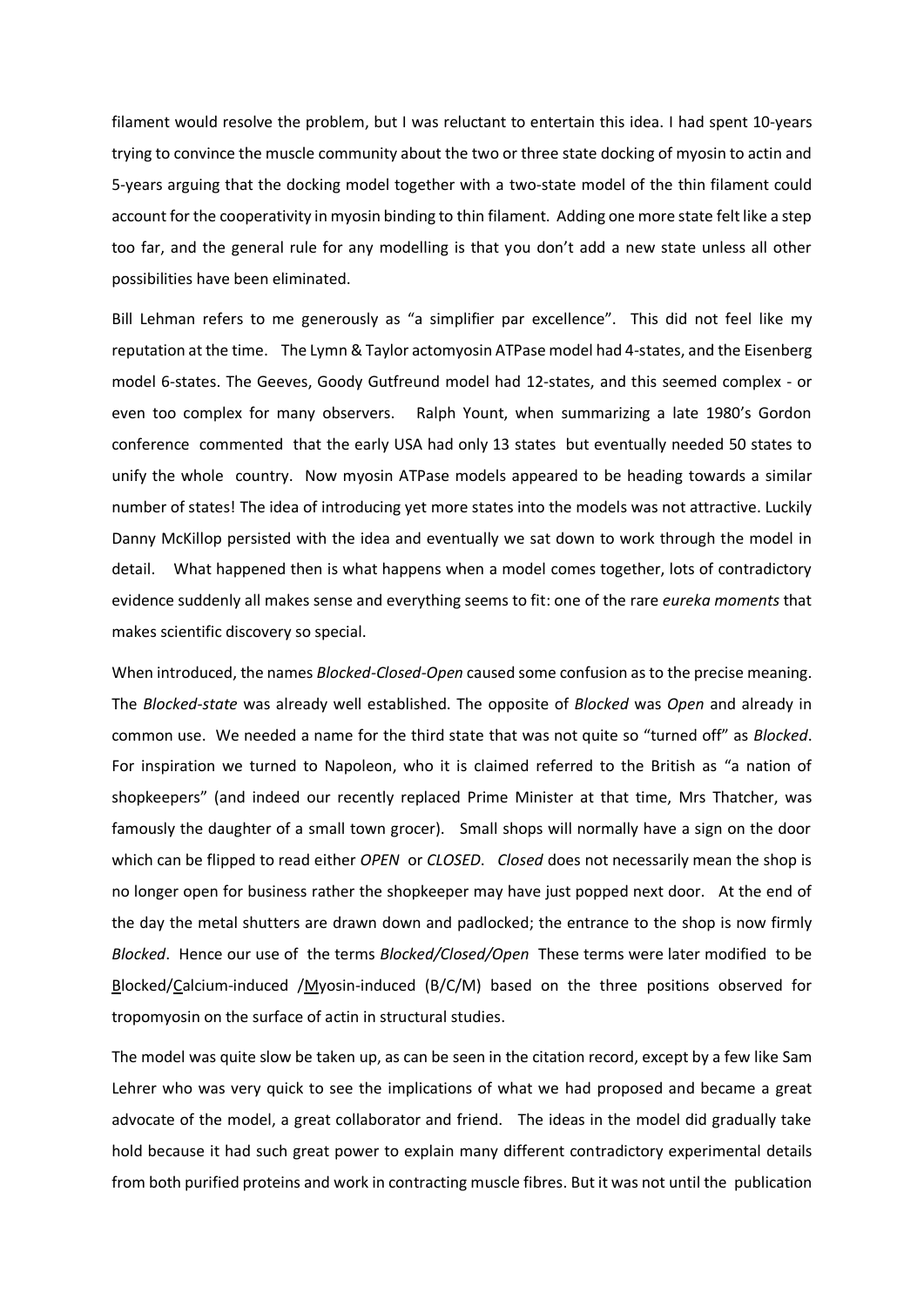filament would resolve the problem, but I was reluctant to entertain this idea. I had spent 10-years trying to convince the muscle community about the two or three state docking of myosin to actin and 5-years arguing that the docking model together with a two-state model of the thin filament could account for the cooperativity in myosin binding to thin filament. Adding one more state felt like a step too far, and the general rule for any modelling is that you don't add a new state unless all other possibilities have been eliminated.

Bill Lehman refers to me generously as "a simplifier par excellence". This did not feel like my reputation at the time. The Lymn & Taylor actomyosin ATPase model had 4-states, and the Eisenberg model 6-states. The Geeves, Goody Gutfreund model had 12-states, and this seemed complex - or even too complex for many observers. Ralph Yount, when summarizing a late 1980's Gordon conference commented that the early USA had only 13 states but eventually needed 50 states to unify the whole country. Now myosin ATPase models appeared to be heading towards a similar number of states! The idea of introducing yet more states into the models was not attractive. Luckily Danny McKillop persisted with the idea and eventually we sat down to work through the model in detail. What happened then is what happens when a model comes together, lots of contradictory evidence suddenly all makes sense and everything seems to fit: one of the rare *eureka moments* that makes scientific discovery so special.

When introduced, the names *Blocked-Closed-Open* caused some confusion as to the precise meaning. The *Blocked-state* was already well established. The opposite of *Blocked* was *Open* and already in common use. We needed a name for the third state that was not quite so "turned off" as *Blocked*. For inspiration we turned to Napoleon, who it is claimed referred to the British as "a nation of shopkeepers" (and indeed our recently replaced Prime Minister at that time, Mrs Thatcher, was famously the daughter of a small town grocer). Small shops will normally have a sign on the door which can be flipped to read either *OPEN* or *CLOSED*. *Closed* does not necessarily mean the shop is no longer open for business rather the shopkeeper may have just popped next door. At the end of the day the metal shutters are drawn down and padlocked; the entrance to the shop is now firmly *Blocked*. Hence our use of the terms *Blocked/Closed/Open* These terms were later modified to be Blocked/Calcium-induced /Myosin-induced (B/C/M) based on the three positions observed for tropomyosin on the surface of actin in structural studies.

The model was quite slow be taken up, as can be seen in the citation record, except by a few like Sam Lehrer who was very quick to see the implications of what we had proposed and became a great advocate of the model, a great collaborator and friend. The ideas in the model did gradually take hold because it had such great power to explain many different contradictory experimental details from both purified proteins and work in contracting muscle fibres. But it was not until the publication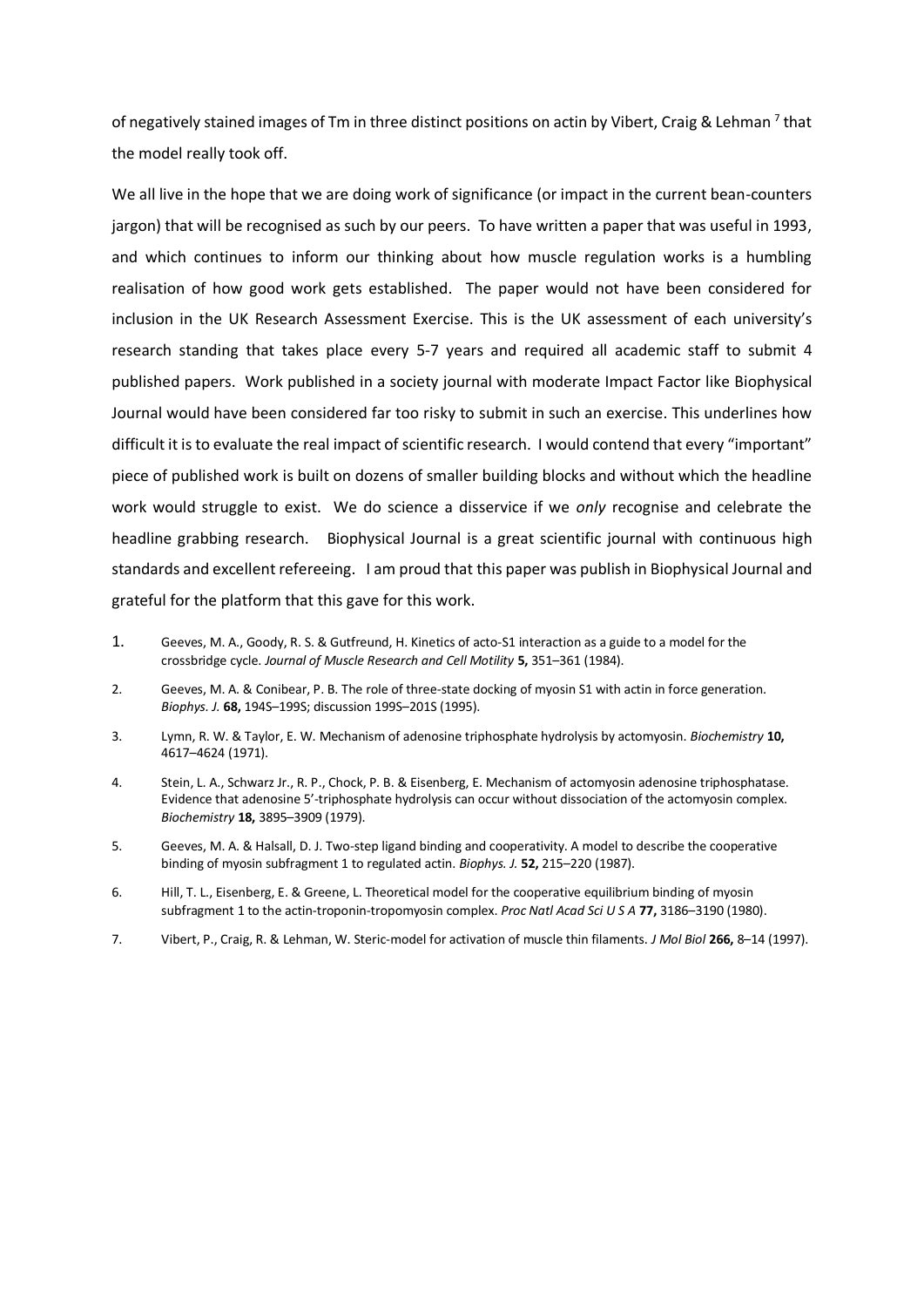of negatively stained images of Tm in three distinct positions on actin by Vibert, Craig & Lehman [7] that the model really took off.

We all live in the hope that we are doing work of significance (or impact in the current bean-counters jargon) that will be recognised as such by our peers. To have written a paper that was useful in 1993, and which continues to inform our thinking about how muscle regulation works is a humbling realisation of how good work gets established. The paper would not have been considered for inclusion in the UK Research Assessment Exercise. This is the UK assessment of each university's research standing that takes place every 5-7 years and required all academic staff to submit 4 published papers. Work published in a society journal with moderate Impact Factor like Biophysical Journal would have been considered far too risky to submit in such an exercise. This underlines how difficult it is to evaluate the real impact of scientific research. I would contend that every "important" piece of published work is built on dozens of smaller building blocks and without which the headline work would struggle to exist. We do science a disservice if we *only* recognise and celebrate the headline grabbing research. Biophysical Journal is a great scientific journal with continuous high standards and excellent refereeing. I am proud that this paper was publish in Biophysical Journal and grateful for the platform that this gave for this work.

1. Geeves, M. A., Goody, R. S. & Gutfreund, H. Kinetics of acto-S1 interaction as a guide to a model for the crossbridge cycle. *Journal of Muscle Research and Cell Motility* **5,** 351–361 (1984).
2. Geeves, M. A. & Conibear, P. B. The role of three-state docking of myosin S1 with actin in force generation. *Biophys. J.* **68,** 194S–199S; discussion 199S–201S (1995).
3. Lymn, R. W. & Taylor, E. W. Mechanism of adenosine triphosphate hydrolysis by actomyosin. *Biochemistry* **10,** 4617–4624 (1971).
4. Stein, L. A., Schwarz Jr., R. P., Chock, P. B. & Eisenberg, E. Mechanism of actomyosin adenosine triphosphatase. Evidence that adenosine 5'-triphosphate hydrolysis can occur without dissociation of the actomyosin complex. *Biochemistry* **18,** 3895–3909 (1979).
5. Geeves, M. A. & Halsall, D. J. Two-step ligand binding and cooperativity. A model to describe the cooperative binding of myosin subfragment 1 to regulated actin. *Biophys. J.* **52,** 215–220 (1987).
6. Hill, T. L., Eisenberg, E. & Greene, L. Theoretical model for the cooperative equilibrium binding of myosin subfragment 1 to the actin-troponin-tropomyosin complex. *Proc Natl Acad Sci U S A* **77,** 3186–3190 (1980).
7. Vibert, P., Craig, R. & Lehman, W. Steric-model for activation of muscle thin filaments. *J Mol Biol* **266,** 8–14 (1997).